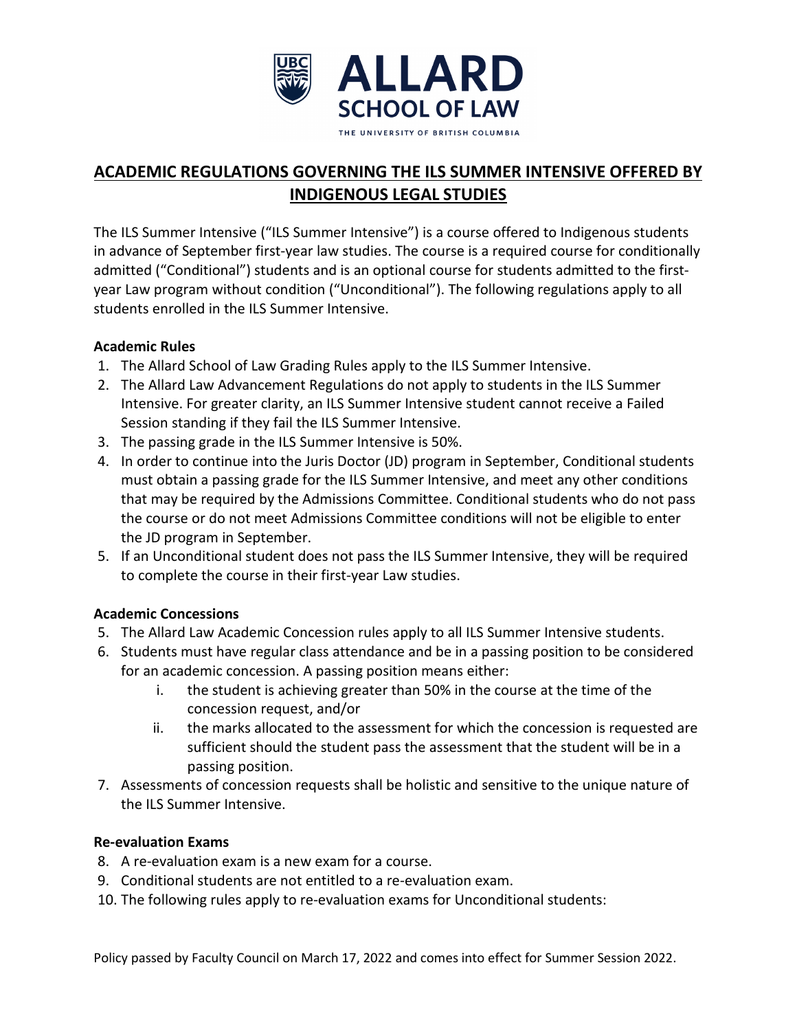# ACADEMIC REGULATIONS GOVERNING THE ILS SUMMER INTENSIVE OFFERED BY INDIGENOUS LEGAL STUDIES

The ILS Summer Intensive ("ILS Summer Intensive") is a course offered to Indigenous students in advance of September first-year law studies. The course is a required course for conditionally admitted ("Conditional") students and is an optional course for students admitted to the first-year Law program without condition ("Unconditional"). The following regulations apply to all students enrolled in the ILS Summer Intensive.

**Academic Rules**

1. The Allard School of Law Grading Rules apply to the ILS Summer Intensive.
2. The Allard Law Advancement Regulations do not apply to students in the ILS Summer Intensive. For greater clarity, an ILS Summer Intensive student cannot receive a Failed Session standing if they fail the ILS Summer Intensive.
3. The passing grade in the ILS Summer Intensive is 50%.
4. In order to continue into the Juris Doctor (JD) program in September, Conditional students must obtain a passing grade for the ILS Summer Intensive, and meet any other conditions that may be required by the Admissions Committee. Conditional students who do not pass the course or do not meet Admissions Committee conditions will not be eligible to enter the JD program in September.
5. If an Unconditional student does not pass the ILS Summer Intensive, they will be required to complete the course in their first-year Law studies.

**Academic Concessions**

5. The Allard Law Academic Concession rules apply to all ILS Summer Intensive students.
6. Students must have regular class attendance and be in a passing position to be considered for an academic concession. A passing position means either:
   i. the student is achieving greater than 50% in the course at the time of the concession request, and/or
   ii. the marks allocated to the assessment for which the concession is requested are sufficient should the student pass the assessment that the student will be in a passing position.
7. Assessments of concession requests shall be holistic and sensitive to the unique nature of the ILS Summer Intensive.

**Re-evaluation Exams**

8. A re-evaluation exam is a new exam for a course.
9. Conditional students are not entitled to a re-evaluation exam.
10. The following rules apply to re-evaluation exams for Unconditional students:

Policy passed by Faculty Council on March 17, 2022 and comes into effect for Summer Session 2022.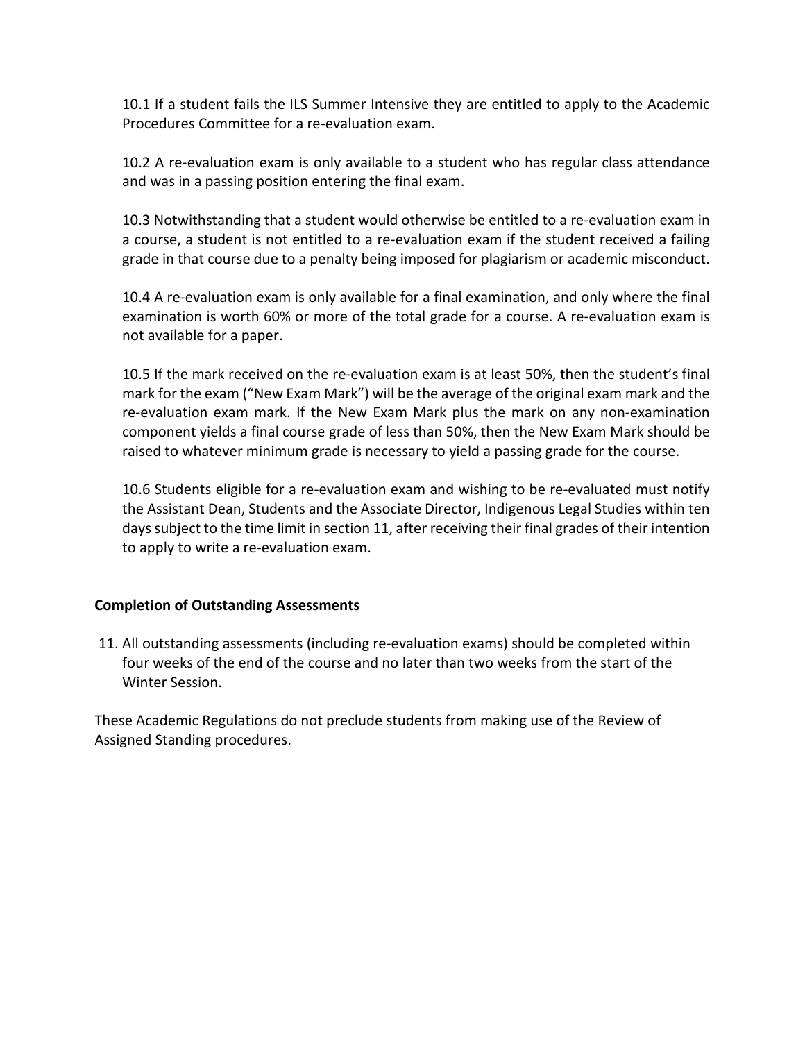10.1 If a student fails the ILS Summer Intensive they are entitled to apply to the Academic Procedures Committee for a re-evaluation exam.

10.2 A re-evaluation exam is only available to a student who has regular class attendance and was in a passing position entering the final exam.

10.3 Notwithstanding that a student would otherwise be entitled to a re-evaluation exam in a course, a student is not entitled to a re-evaluation exam if the student received a failing grade in that course due to a penalty being imposed for plagiarism or academic misconduct.

10.4 A re-evaluation exam is only available for a final examination, and only where the final examination is worth 60% or more of the total grade for a course. A re-evaluation exam is not available for a paper.

10.5 If the mark received on the re-evaluation exam is at least 50%, then the student's final mark for the exam ("New Exam Mark") will be the average of the original exam mark and the re-evaluation exam mark. If the New Exam Mark plus the mark on any non-examination component yields a final course grade of less than 50%, then the New Exam Mark should be raised to whatever minimum grade is necessary to yield a passing grade for the course.

10.6 Students eligible for a re-evaluation exam and wishing to be re-evaluated must notify the Assistant Dean, Students and the Associate Director, Indigenous Legal Studies within ten days subject to the time limit in section 11, after receiving their final grades of their intention to apply to write a re-evaluation exam.

**Completion of Outstanding Assessments**

11. All outstanding assessments (including re-evaluation exams) should be completed within four weeks of the end of the course and no later than two weeks from the start of the Winter Session.

These Academic Regulations do not preclude students from making use of the Review of Assigned Standing procedures.